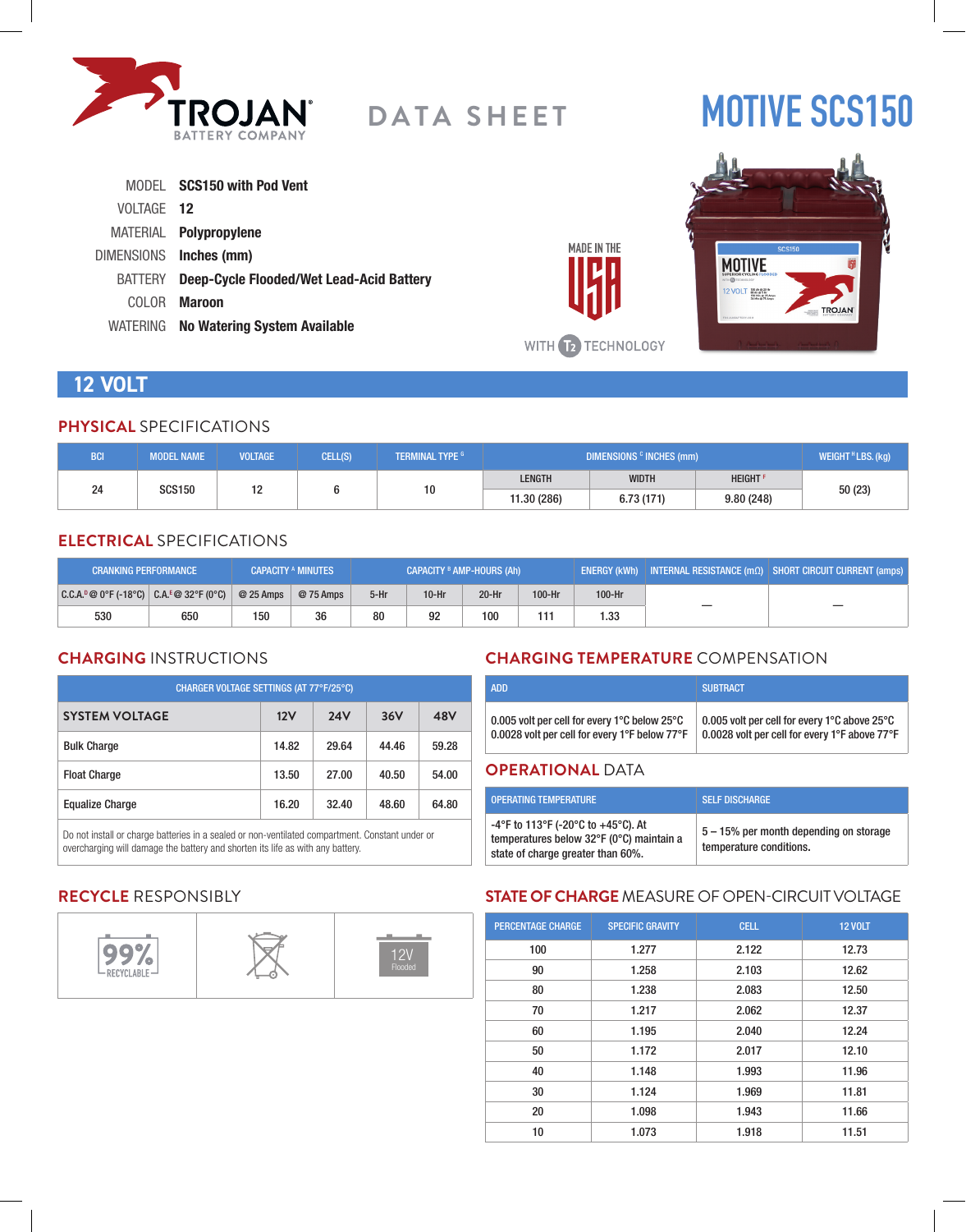# TROJAN BATTERY COMPANY — DATA SHEET

# MOTIVE SCS150

MODEL **SCS150 with Pod Vent**
VOLTAGE **12**
MATERIAL **Polypropylene**
DIMENSIONS **Inches (mm)**
BATTERY **Deep-Cycle Flooded/Wet Lead-Acid Battery**
COLOR **Maroon**
WATERING **No Watering System Available**

MADE IN THE USA WITH T2 TECHNOLOGY

## 12 VOLT

### PHYSICAL SPECIFICATIONS

| BCI | MODEL NAME | VOLTAGE | CELL(S) | TERMINAL TYPE [G] | DIMENSIONS [C] INCHES (mm) | | | WEIGHT [H] LBS. (kg) |
|---|---|---|---|---|---|---|---|---|
| | | | | | LENGTH | WIDTH | HEIGHT [F] | |
| 24 | SCS150 | 12 | 6 | 10 | 11.30 (286) | 6.73 (171) | 9.80 (248) | 50 (23) |

### ELECTRICAL SPECIFICATIONS

| CRANKING PERFORMANCE | | CAPACITY [A] MINUTES | | CAPACITY [B] AMP-HOURS (Ah) | | | | ENERGY (kWh) | INTERNAL RESISTANCE (mΩ) | SHORT CIRCUIT CURRENT (amps) |
|---|---|---|---|---|---|---|---|---|---|---|
| C.C.A.[D] @ 0°F (-18°C) | C.A.[E] @ 32°F (0°C) | @ 25 Amps | @ 75 Amps | 5-Hr | 10-Hr | 20-Hr | 100-Hr | 100-Hr | | |
| 530 | 650 | 150 | 36 | 80 | 92 | 100 | 111 | 1.33 | — | — |

### CHARGING INSTRUCTIONS

| CHARGER VOLTAGE SETTINGS (AT 77°F/25°C) | | | | |
|---|---|---|---|---|
| **SYSTEM VOLTAGE** | **12V** | **24V** | **36V** | **48V** |
| Bulk Charge | 14.82 | 29.64 | 44.46 | 59.28 |
| Float Charge | 13.50 | 27.00 | 40.50 | 54.00 |
| Equalize Charge | 16.20 | 32.40 | 48.60 | 64.80 |

Do not install or charge batteries in a sealed or non-ventilated compartment. Constant under or overcharging will damage the battery and shorten its life as with any battery.

### CHARGING TEMPERATURE COMPENSATION

| ADD | SUBTRACT |
|---|---|
| 0.005 volt per cell for every 1°C below 25°C<br>0.0028 volt per cell for every 1°F below 77°F | 0.005 volt per cell for every 1°C above 25°C<br>0.0028 volt per cell for every 1°F above 77°F |

### OPERATIONAL DATA

| OPERATING TEMPERATURE | SELF DISCHARGE |
|---|---|
| -4°F to 113°F (-20°C to +45°C). At temperatures below 32°F (0°C) maintain a state of charge greater than 60%. | 5 – 15% per month depending on storage temperature conditions. |

### RECYCLE RESPONSIBLY

99% RECYCLABLE | 12V Flooded

### STATE OF CHARGE MEASURE OF OPEN-CIRCUIT VOLTAGE

| PERCENTAGE CHARGE | SPECIFIC GRAVITY | CELL | 12 VOLT |
|---|---|---|---|
| 100 | 1.277 | 2.122 | 12.73 |
| 90 | 1.258 | 2.103 | 12.62 |
| 80 | 1.238 | 2.083 | 12.50 |
| 70 | 1.217 | 2.062 | 12.37 |
| 60 | 1.195 | 2.040 | 12.24 |
| 50 | 1.172 | 2.017 | 12.10 |
| 40 | 1.148 | 1.993 | 11.96 |
| 30 | 1.124 | 1.969 | 11.81 |
| 20 | 1.098 | 1.943 | 11.66 |
| 10 | 1.073 | 1.918 | 11.51 |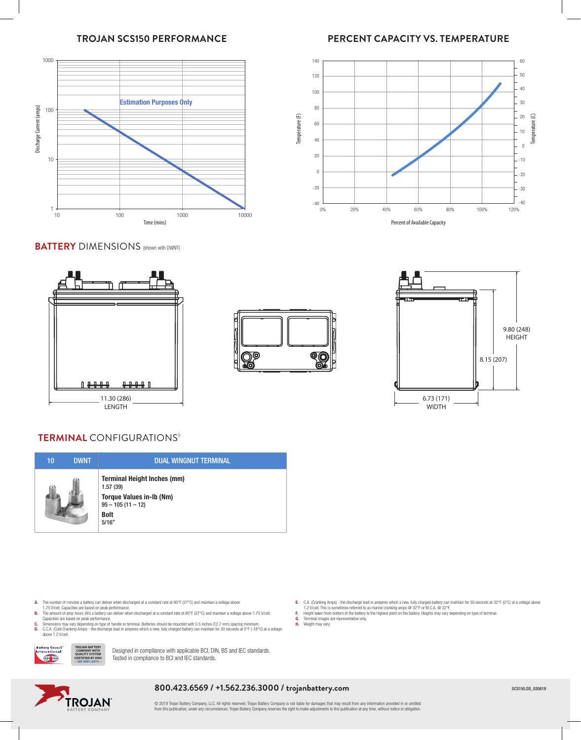## TROJAN SCS150 PERFORMANCE

Estimation Purposes Only

Discharge Current (amps)

1000
100
10
1

10
100
1000
10000

Time (mins)

## PERCENT CAPACITY VS. TEMPERATURE

Temperature (F)

140
120
100
80
60
40
20
0
-20
-40

Temperature (C)

60
50
40
30
20
10
0
-10
-20
-30
-40

0%
20%
40%
60%
80%
100%
120%

Percent of Available Capacity

## BATTERY DIMENSIONS (shown with DWNT)

11.30 (286)
LENGTH

9.80 (248)
HEIGHT

8.15 (207)

6.73 (171)
WIDTH

## TERMINAL CONFIGURATIONS[G]

| 10 DWNT | DUAL WINGNUT TERMINAL |
|---|---|
| | **Terminal Height Inches (mm)**<br>1.57 (39)<br>**Torque Values in-lb (Nm)**<br>95 – 105 (11 – 12)<br>**Bolt**<br>5/16" |

**A.** The number of minutes a battery can deliver when discharged at a constant rate at 80°F (27°C) and maintain a voltage above 1.75 V/cell. Capacities are based on peak performance.
**B.** The amount of amp-hours (Ah) a battery can deliver when discharged at a constant rate at 80°F (27°C) and maintain a voltage above 1.75 V/cell. Capacities are based on peak performance.
**C.** Dimensions may vary depending on type of handle or terminal. Batteries should be mounted with 0.5 inches (12.7 mm) spacing minimum.
**D.** C.C.A. (Cold Cranking Amps) - the discharge load in amperes which a new, fully charged battery can maintain for 30 seconds at 0°F (-18°C) at a voltage above 1.2 V/cell.
**E.** C.A. (Cranking Amps) - the discharge load in amperes which a new, fully charged battery can maintain for 30 seconds at 32°F (0°C) at a voltage above 1.2 V/cell. This is sometimes referred to as marine cranking amps @ 32°F or M.C.A. @ 32°F.
**F.** Height taken from bottom of the battery to the highest point on the battery. Heights may vary depending on type of terminal.
**G.** Terminal images are representative only.
**H.** Weight may vary.

Battery Council International

TROJAN BATTERY COMPANY WITH QUALITY SYSTEM CERTIFIED BY DNV = ISO 9001:2015 =

Designed in compliance with applicable BCI, DIN, BS and IEC standards.
Tested in compliance to BCI and IEC standards.

TROJAN BATTERY COMPANY

**800.423.6569 / +1.562.236.3000 / trojanbattery.com**

SCS150.DS_020819

© 2019 Trojan Battery Company, LLC. All rights reserved. Trojan Battery Company is not liable for damages that may result from any information provided in or omitted from this publication, under any circumstances. Trojan Battery Company reserves the right to make adjustments to this publication at any time, without notice or obligation.